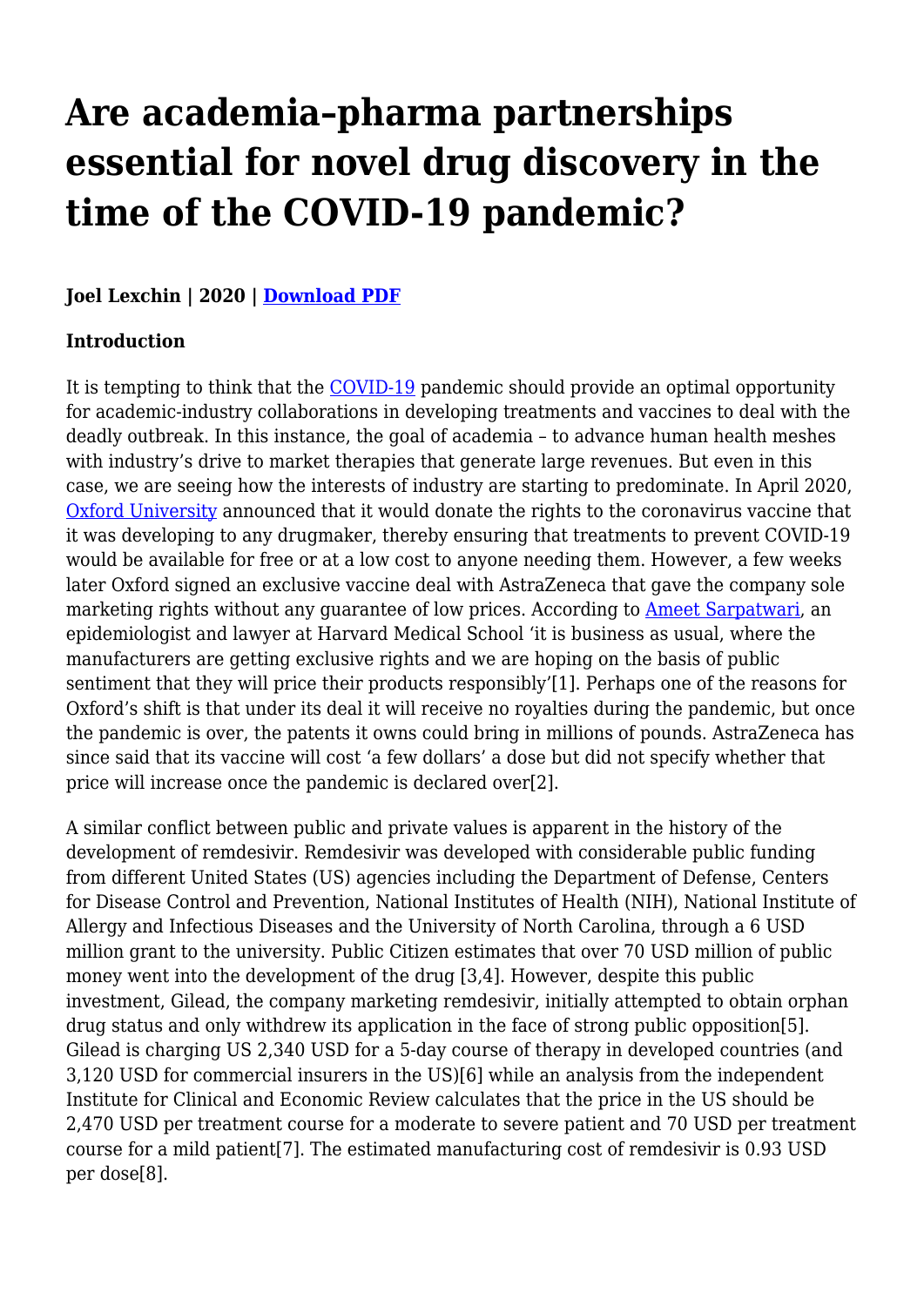# Are academia–pharma partnerships essential for novel drug discovery in the time of the COVID-19 pandemic?

**Joel Lexchin | 2020 | Download PDF**

**Introduction**

It is tempting to think that the COVID-19 pandemic should provide an optimal opportunity for academic-industry collaborations in developing treatments and vaccines to deal with the deadly outbreak. In this instance, the goal of academia – to advance human health meshes with industry's drive to market therapies that generate large revenues. But even in this case, we are seeing how the interests of industry are starting to predominate. In April 2020, Oxford University announced that it would donate the rights to the coronavirus vaccine that it was developing to any drugmaker, thereby ensuring that treatments to prevent COVID-19 would be available for free or at a low cost to anyone needing them. However, a few weeks later Oxford signed an exclusive vaccine deal with AstraZeneca that gave the company sole marketing rights without any guarantee of low prices. According to Ameet Sarpatwari, an epidemiologist and lawyer at Harvard Medical School 'it is business as usual, where the manufacturers are getting exclusive rights and we are hoping on the basis of public sentiment that they will price their products responsibly'[1]. Perhaps one of the reasons for Oxford's shift is that under its deal it will receive no royalties during the pandemic, but once the pandemic is over, the patents it owns could bring in millions of pounds. AstraZeneca has since said that its vaccine will cost 'a few dollars' a dose but did not specify whether that price will increase once the pandemic is declared over[2].

A similar conflict between public and private values is apparent in the history of the development of remdesivir. Remdesivir was developed with considerable public funding from different United States (US) agencies including the Department of Defense, Centers for Disease Control and Prevention, National Institutes of Health (NIH), National Institute of Allergy and Infectious Diseases and the University of North Carolina, through a 6 USD million grant to the university. Public Citizen estimates that over 70 USD million of public money went into the development of the drug [3,4]. However, despite this public investment, Gilead, the company marketing remdesivir, initially attempted to obtain orphan drug status and only withdrew its application in the face of strong public opposition[5]. Gilead is charging US 2,340 USD for a 5-day course of therapy in developed countries (and 3,120 USD for commercial insurers in the US)[6] while an analysis from the independent Institute for Clinical and Economic Review calculates that the price in the US should be 2,470 USD per treatment course for a moderate to severe patient and 70 USD per treatment course for a mild patient[7]. The estimated manufacturing cost of remdesivir is 0.93 USD per dose[8].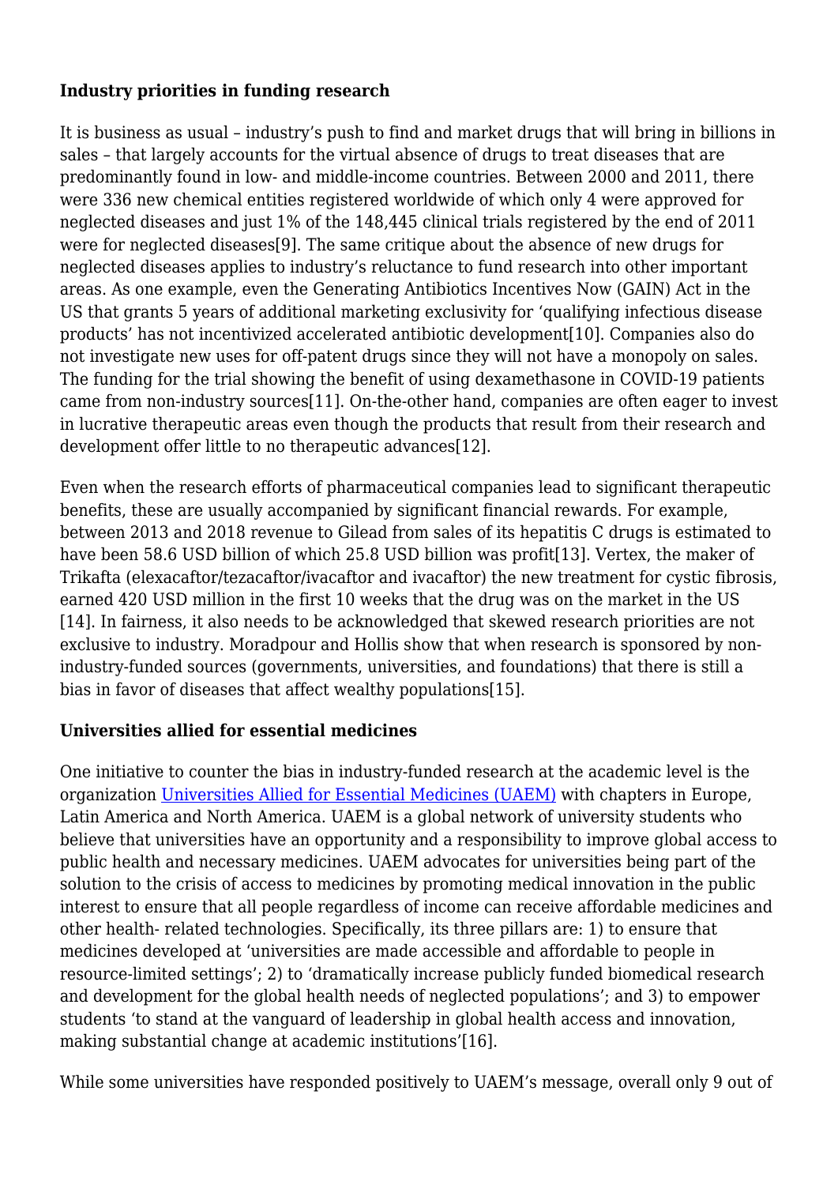**Industry priorities in funding research**

It is business as usual – industry's push to find and market drugs that will bring in billions in sales – that largely accounts for the virtual absence of drugs to treat diseases that are predominantly found in low- and middle-income countries. Between 2000 and 2011, there were 336 new chemical entities registered worldwide of which only 4 were approved for neglected diseases and just 1% of the 148,445 clinical trials registered by the end of 2011 were for neglected diseases[9]. The same critique about the absence of new drugs for neglected diseases applies to industry's reluctance to fund research into other important areas. As one example, even the Generating Antibiotics Incentives Now (GAIN) Act in the US that grants 5 years of additional marketing exclusivity for 'qualifying infectious disease products' has not incentivized accelerated antibiotic development[10]. Companies also do not investigate new uses for off-patent drugs since they will not have a monopoly on sales. The funding for the trial showing the benefit of using dexamethasone in COVID-19 patients came from non-industry sources[11]. On-the-other hand, companies are often eager to invest in lucrative therapeutic areas even though the products that result from their research and development offer little to no therapeutic advances[12].

Even when the research efforts of pharmaceutical companies lead to significant therapeutic benefits, these are usually accompanied by significant financial rewards. For example, between 2013 and 2018 revenue to Gilead from sales of its hepatitis C drugs is estimated to have been 58.6 USD billion of which 25.8 USD billion was profit[13]. Vertex, the maker of Trikafta (elexacaftor/tezacaftor/ivacaftor and ivacaftor) the new treatment for cystic fibrosis, earned 420 USD million in the first 10 weeks that the drug was on the market in the US [14]. In fairness, it also needs to be acknowledged that skewed research priorities are not exclusive to industry. Moradpour and Hollis show that when research is sponsored by non-industry-funded sources (governments, universities, and foundations) that there is still a bias in favor of diseases that affect wealthy populations[15].

**Universities allied for essential medicines**

One initiative to counter the bias in industry-funded research at the academic level is the organization [Universities Allied for Essential Medicines (UAEM)](#) with chapters in Europe, Latin America and North America. UAEM is a global network of university students who believe that universities have an opportunity and a responsibility to improve global access to public health and necessary medicines. UAEM advocates for universities being part of the solution to the crisis of access to medicines by promoting medical innovation in the public interest to ensure that all people regardless of income can receive affordable medicines and other health- related technologies. Specifically, its three pillars are: 1) to ensure that medicines developed at 'universities are made accessible and affordable to people in resource-limited settings'; 2) to 'dramatically increase publicly funded biomedical research and development for the global health needs of neglected populations'; and 3) to empower students 'to stand at the vanguard of leadership in global health access and innovation, making substantial change at academic institutions'[16].

While some universities have responded positively to UAEM's message, overall only 9 out of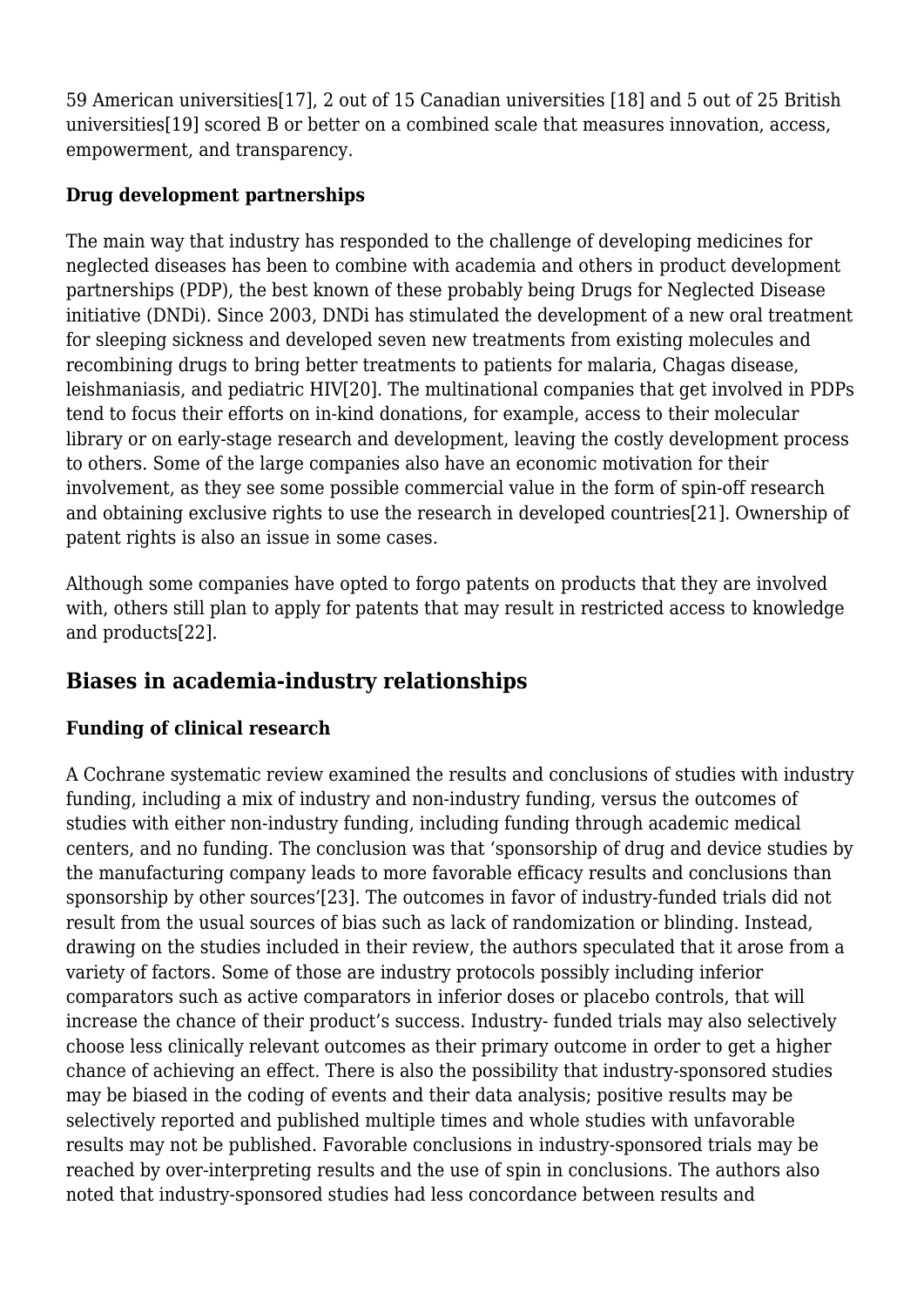59 American universities[17], 2 out of 15 Canadian universities [18] and 5 out of 25 British universities[19] scored B or better on a combined scale that measures innovation, access, empowerment, and transparency.

### Drug development partnerships

The main way that industry has responded to the challenge of developing medicines for neglected diseases has been to combine with academia and others in product development partnerships (PDP), the best known of these probably being Drugs for Neglected Disease initiative (DNDi). Since 2003, DNDi has stimulated the development of a new oral treatment for sleeping sickness and developed seven new treatments from existing molecules and recombining drugs to bring better treatments to patients for malaria, Chagas disease, leishmaniasis, and pediatric HIV[20]. The multinational companies that get involved in PDPs tend to focus their efforts on in-kind donations, for example, access to their molecular library or on early-stage research and development, leaving the costly development process to others. Some of the large companies also have an economic motivation for their involvement, as they see some possible commercial value in the form of spin-off research and obtaining exclusive rights to use the research in developed countries[21]. Ownership of patent rights is also an issue in some cases.

Although some companies have opted to forgo patents on products that they are involved with, others still plan to apply for patents that may result in restricted access to knowledge and products[22].

## Biases in academia-industry relationships

### Funding of clinical research

A Cochrane systematic review examined the results and conclusions of studies with industry funding, including a mix of industry and non-industry funding, versus the outcomes of studies with either non-industry funding, including funding through academic medical centers, and no funding. The conclusion was that 'sponsorship of drug and device studies by the manufacturing company leads to more favorable efficacy results and conclusions than sponsorship by other sources'[23]. The outcomes in favor of industry-funded trials did not result from the usual sources of bias such as lack of randomization or blinding. Instead, drawing on the studies included in their review, the authors speculated that it arose from a variety of factors. Some of those are industry protocols possibly including inferior comparators such as active comparators in inferior doses or placebo controls, that will increase the chance of their product's success. Industry- funded trials may also selectively choose less clinically relevant outcomes as their primary outcome in order to get a higher chance of achieving an effect. There is also the possibility that industry-sponsored studies may be biased in the coding of events and their data analysis; positive results may be selectively reported and published multiple times and whole studies with unfavorable results may not be published. Favorable conclusions in industry-sponsored trials may be reached by over-interpreting results and the use of spin in conclusions. The authors also noted that industry-sponsored studies had less concordance between results and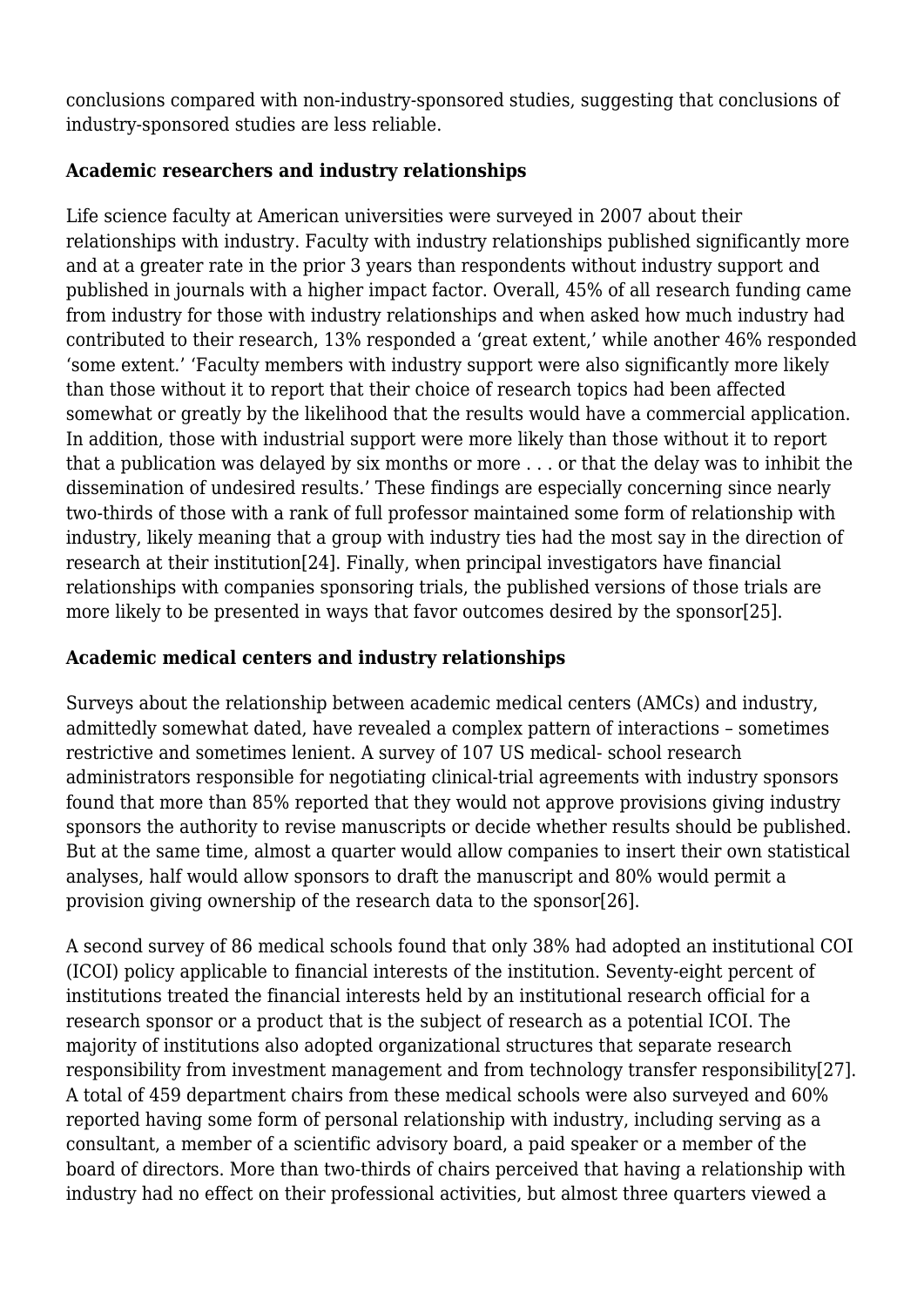conclusions compared with non-industry-sponsored studies, suggesting that conclusions of industry-sponsored studies are less reliable.

### Academic researchers and industry relationships

Life science faculty at American universities were surveyed in 2007 about their relationships with industry. Faculty with industry relationships published significantly more and at a greater rate in the prior 3 years than respondents without industry support and published in journals with a higher impact factor. Overall, 45% of all research funding came from industry for those with industry relationships and when asked how much industry had contributed to their research, 13% responded a 'great extent,' while another 46% responded 'some extent.' 'Faculty members with industry support were also significantly more likely than those without it to report that their choice of research topics had been affected somewhat or greatly by the likelihood that the results would have a commercial application. In addition, those with industrial support were more likely than those without it to report that a publication was delayed by six months or more . . . or that the delay was to inhibit the dissemination of undesired results.' These findings are especially concerning since nearly two-thirds of those with a rank of full professor maintained some form of relationship with industry, likely meaning that a group with industry ties had the most say in the direction of research at their institution[24]. Finally, when principal investigators have financial relationships with companies sponsoring trials, the published versions of those trials are more likely to be presented in ways that favor outcomes desired by the sponsor[25].

### Academic medical centers and industry relationships

Surveys about the relationship between academic medical centers (AMCs) and industry, admittedly somewhat dated, have revealed a complex pattern of interactions – sometimes restrictive and sometimes lenient. A survey of 107 US medical- school research administrators responsible for negotiating clinical-trial agreements with industry sponsors found that more than 85% reported that they would not approve provisions giving industry sponsors the authority to revise manuscripts or decide whether results should be published. But at the same time, almost a quarter would allow companies to insert their own statistical analyses, half would allow sponsors to draft the manuscript and 80% would permit a provision giving ownership of the research data to the sponsor[26].

A second survey of 86 medical schools found that only 38% had adopted an institutional COI (ICOI) policy applicable to financial interests of the institution. Seventy-eight percent of institutions treated the financial interests held by an institutional research official for a research sponsor or a product that is the subject of research as a potential ICOI. The majority of institutions also adopted organizational structures that separate research responsibility from investment management and from technology transfer responsibility[27]. A total of 459 department chairs from these medical schools were also surveyed and 60% reported having some form of personal relationship with industry, including serving as a consultant, a member of a scientific advisory board, a paid speaker or a member of the board of directors. More than two-thirds of chairs perceived that having a relationship with industry had no effect on their professional activities, but almost three quarters viewed a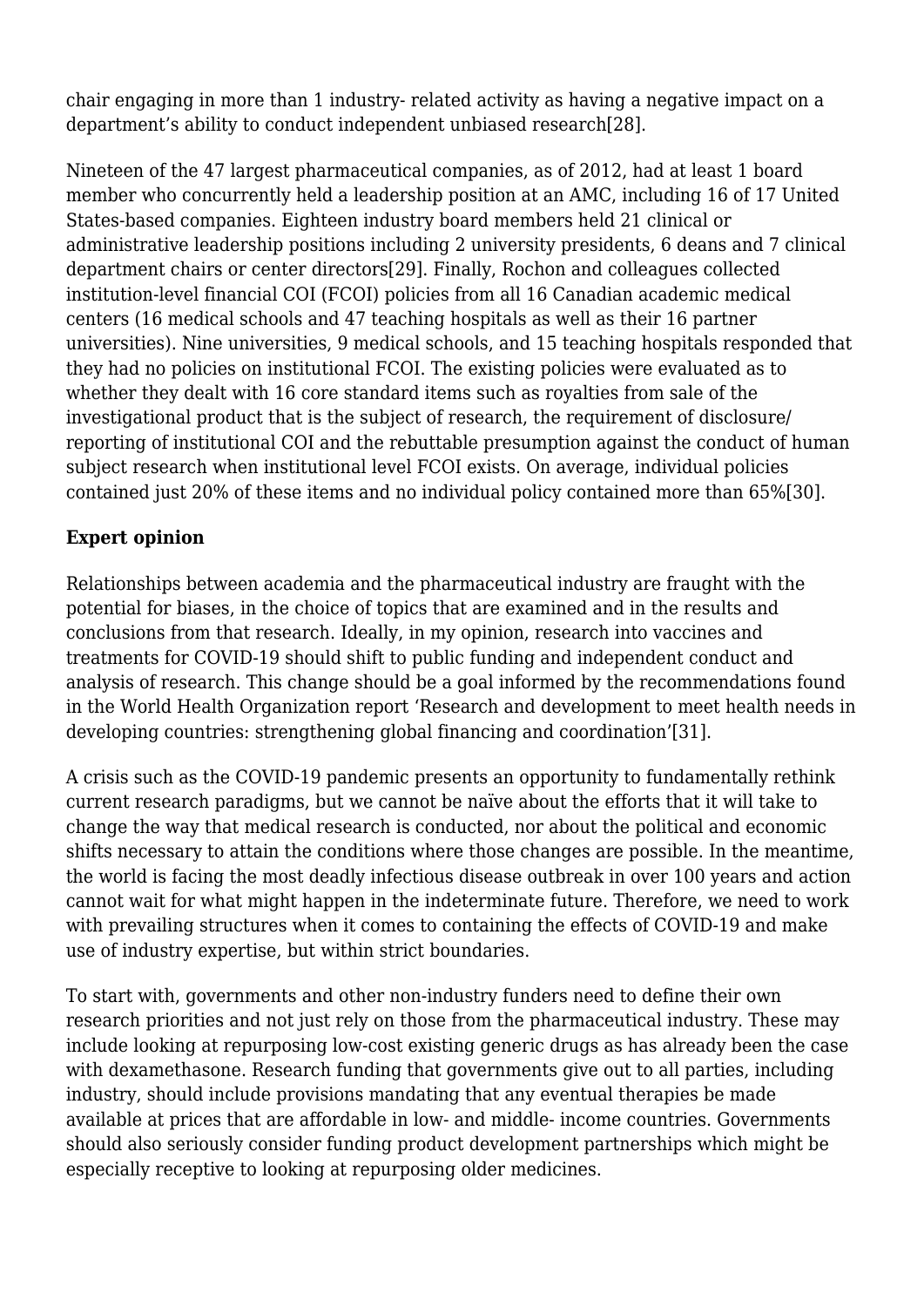chair engaging in more than 1 industry- related activity as having a negative impact on a department's ability to conduct independent unbiased research[28].

Nineteen of the 47 largest pharmaceutical companies, as of 2012, had at least 1 board member who concurrently held a leadership position at an AMC, including 16 of 17 United States-based companies. Eighteen industry board members held 21 clinical or administrative leadership positions including 2 university presidents, 6 deans and 7 clinical department chairs or center directors[29]. Finally, Rochon and colleagues collected institution-level financial COI (FCOI) policies from all 16 Canadian academic medical centers (16 medical schools and 47 teaching hospitals as well as their 16 partner universities). Nine universities, 9 medical schools, and 15 teaching hospitals responded that they had no policies on institutional FCOI. The existing policies were evaluated as to whether they dealt with 16 core standard items such as royalties from sale of the investigational product that is the subject of research, the requirement of disclosure/ reporting of institutional COI and the rebuttable presumption against the conduct of human subject research when institutional level FCOI exists. On average, individual policies contained just 20% of these items and no individual policy contained more than 65%[30].

**Expert opinion**

Relationships between academia and the pharmaceutical industry are fraught with the potential for biases, in the choice of topics that are examined and in the results and conclusions from that research. Ideally, in my opinion, research into vaccines and treatments for COVID-19 should shift to public funding and independent conduct and analysis of research. This change should be a goal informed by the recommendations found in the World Health Organization report 'Research and development to meet health needs in developing countries: strengthening global financing and coordination'[31].

A crisis such as the COVID-19 pandemic presents an opportunity to fundamentally rethink current research paradigms, but we cannot be naïve about the efforts that it will take to change the way that medical research is conducted, nor about the political and economic shifts necessary to attain the conditions where those changes are possible. In the meantime, the world is facing the most deadly infectious disease outbreak in over 100 years and action cannot wait for what might happen in the indeterminate future. Therefore, we need to work with prevailing structures when it comes to containing the effects of COVID-19 and make use of industry expertise, but within strict boundaries.

To start with, governments and other non-industry funders need to define their own research priorities and not just rely on those from the pharmaceutical industry. These may include looking at repurposing low-cost existing generic drugs as has already been the case with dexamethasone. Research funding that governments give out to all parties, including industry, should include provisions mandating that any eventual therapies be made available at prices that are affordable in low- and middle- income countries. Governments should also seriously consider funding product development partnerships which might be especially receptive to looking at repurposing older medicines.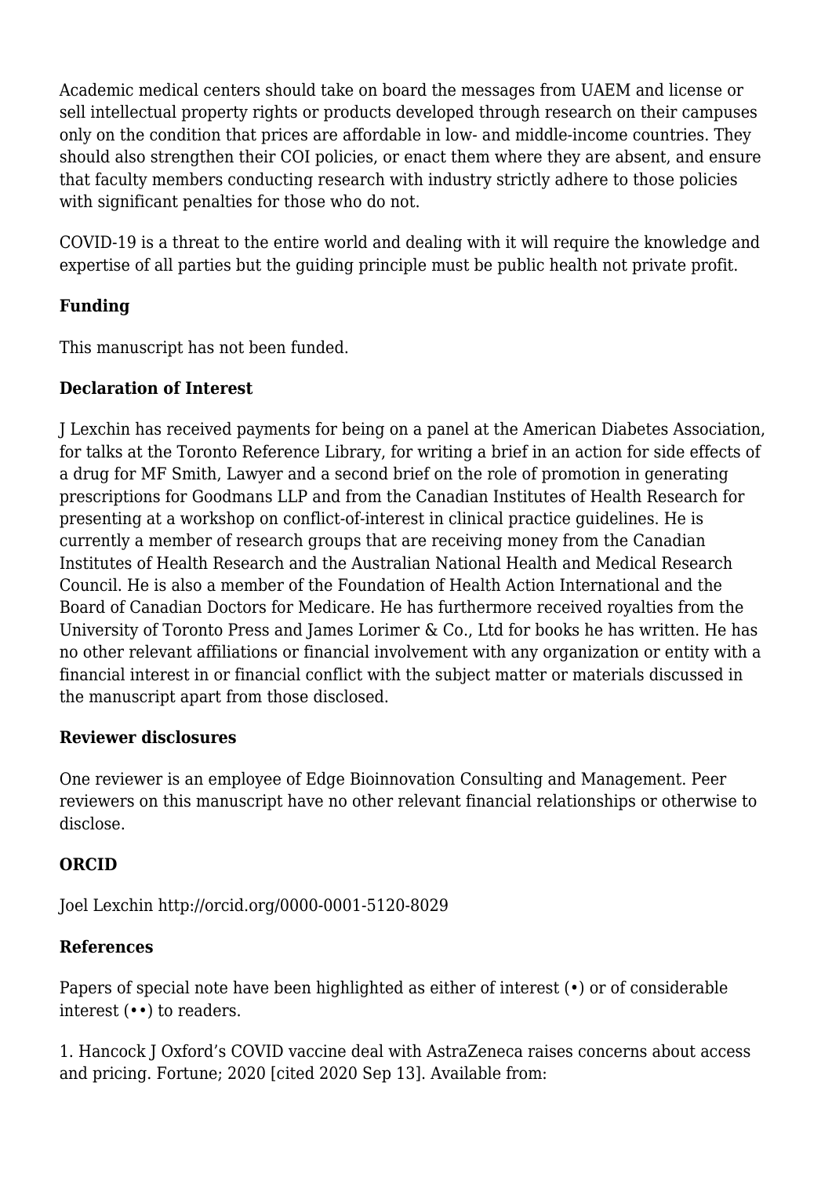Academic medical centers should take on board the messages from UAEM and license or sell intellectual property rights or products developed through research on their campuses only on the condition that prices are affordable in low- and middle-income countries. They should also strengthen their COI policies, or enact them where they are absent, and ensure that faculty members conducting research with industry strictly adhere to those policies with significant penalties for those who do not.

COVID-19 is a threat to the entire world and dealing with it will require the knowledge and expertise of all parties but the guiding principle must be public health not private profit.

## Funding

This manuscript has not been funded.

## Declaration of Interest

J Lexchin has received payments for being on a panel at the American Diabetes Association, for talks at the Toronto Reference Library, for writing a brief in an action for side effects of a drug for MF Smith, Lawyer and a second brief on the role of promotion in generating prescriptions for Goodmans LLP and from the Canadian Institutes of Health Research for presenting at a workshop on conflict-of-interest in clinical practice guidelines. He is currently a member of research groups that are receiving money from the Canadian Institutes of Health Research and the Australian National Health and Medical Research Council. He is also a member of the Foundation of Health Action International and the Board of Canadian Doctors for Medicare. He has furthermore received royalties from the University of Toronto Press and James Lorimer & Co., Ltd for books he has written. He has no other relevant affiliations or financial involvement with any organization or entity with a financial interest in or financial conflict with the subject matter or materials discussed in the manuscript apart from those disclosed.

## Reviewer disclosures

One reviewer is an employee of Edge Bioinnovation Consulting and Management. Peer reviewers on this manuscript have no other relevant financial relationships or otherwise to disclose.

## ORCID

Joel Lexchin http://orcid.org/0000-0001-5120-8029

## References

Papers of special note have been highlighted as either of interest (•) or of considerable interest (••) to readers.

1. Hancock J Oxford’s COVID vaccine deal with AstraZeneca raises concerns about access and pricing. Fortune; 2020 [cited 2020 Sep 13]. Available from: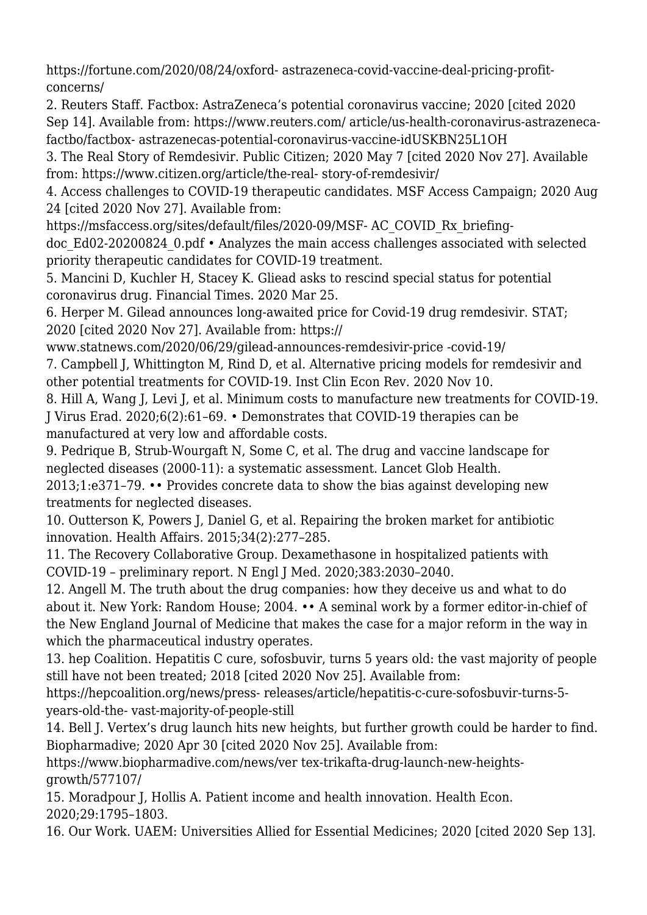https://fortune.com/2020/08/24/oxford- astrazeneca-covid-vaccine-deal-pricing-profit-concerns/

2. Reuters Staff. Factbox: AstraZeneca's potential coronavirus vaccine; 2020 [cited 2020 Sep 14]. Available from: https://www.reuters.com/ article/us-health-coronavirus-astrazeneca-factbo/factbox- astrazenecas-potential-coronavirus-vaccine-idUSKBN25L1OH

3. The Real Story of Remdesivir. Public Citizen; 2020 May 7 [cited 2020 Nov 27]. Available from: https://www.citizen.org/article/the-real- story-of-remdesivir/

4. Access challenges to COVID-19 therapeutic candidates. MSF Access Campaign; 2020 Aug 24 [cited 2020 Nov 27]. Available from: https://msfaccess.org/sites/default/files/2020-09/MSF- AC_COVID_Rx_briefing-doc_Ed02-20200824_0.pdf • Analyzes the main access challenges associated with selected priority therapeutic candidates for COVID-19 treatment.

5. Mancini D, Kuchler H, Stacey K. Gliead asks to rescind special status for potential coronavirus drug. Financial Times. 2020 Mar 25.

6. Herper M. Gilead announces long-awaited price for Covid-19 drug remdesivir. STAT; 2020 [cited 2020 Nov 27]. Available from: https:// www.statnews.com/2020/06/29/gilead-announces-remdesivir-price -covid-19/

7. Campbell J, Whittington M, Rind D, et al. Alternative pricing models for remdesivir and other potential treatments for COVID-19. Inst Clin Econ Rev. 2020 Nov 10.

8. Hill A, Wang J, Levi J, et al. Minimum costs to manufacture new treatments for COVID-19. J Virus Erad. 2020;6(2):61–69. • Demonstrates that COVID-19 therapies can be manufactured at very low and affordable costs.

9. Pedrique B, Strub-Wourgaft N, Some C, et al. The drug and vaccine landscape for neglected diseases (2000-11): a systematic assessment. Lancet Glob Health. 2013;1:e371–79. •• Provides concrete data to show the bias against developing new treatments for neglected diseases.

10. Outterson K, Powers J, Daniel G, et al. Repairing the broken market for antibiotic innovation. Health Affairs. 2015;34(2):277–285.

11. The Recovery Collaborative Group. Dexamethasone in hospitalized patients with COVID-19 – preliminary report. N Engl J Med. 2020;383:2030–2040.

12. Angell M. The truth about the drug companies: how they deceive us and what to do about it. New York: Random House; 2004. •• A seminal work by a former editor-in-chief of the New England Journal of Medicine that makes the case for a major reform in the way in which the pharmaceutical industry operates.

13. hep Coalition. Hepatitis C cure, sofosbuvir, turns 5 years old: the vast majority of people still have not been treated; 2018 [cited 2020 Nov 25]. Available from: https://hepcoalition.org/news/press- releases/article/hepatitis-c-cure-sofosbuvir-turns-5-years-old-the- vast-majority-of-people-still

14. Bell J. Vertex's drug launch hits new heights, but further growth could be harder to find. Biopharmadive; 2020 Apr 30 [cited 2020 Nov 25]. Available from: https://www.biopharmadive.com/news/ver tex-trikafta-drug-launch-new-heights-growth/577107/

15. Moradpour J, Hollis A. Patient income and health innovation. Health Econ. 2020;29:1795–1803.

16. Our Work. UAEM: Universities Allied for Essential Medicines; 2020 [cited 2020 Sep 13].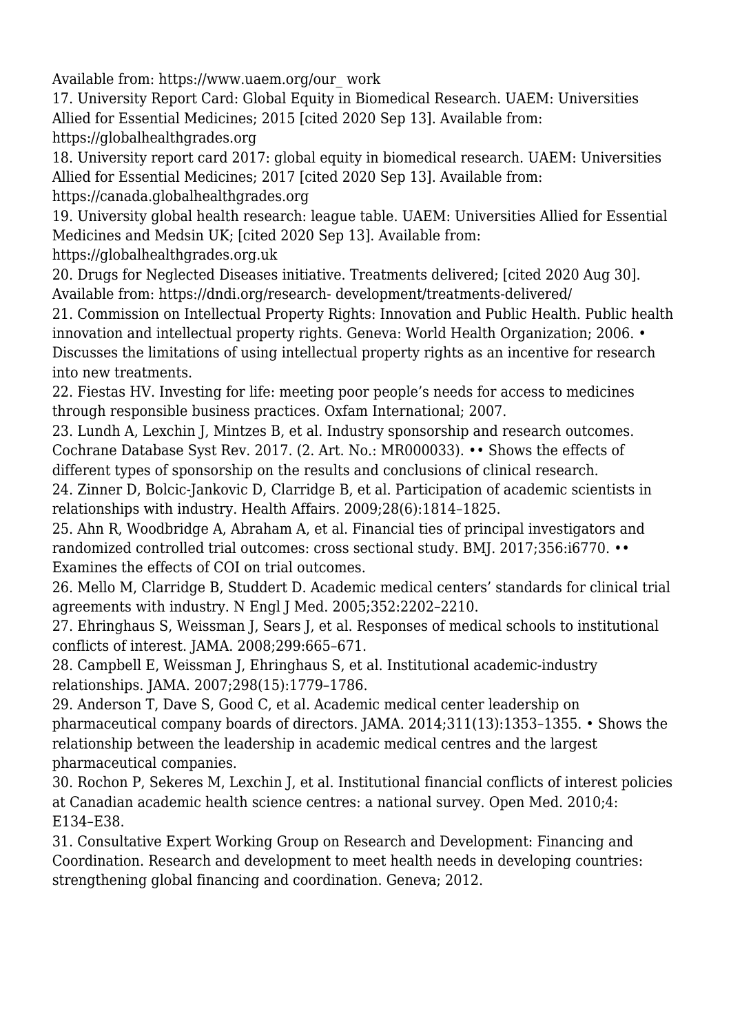Available from: https://www.uaem.org/our_ work

17. University Report Card: Global Equity in Biomedical Research. UAEM: Universities Allied for Essential Medicines; 2015 [cited 2020 Sep 13]. Available from: https://globalhealthgrades.org

18. University report card 2017: global equity in biomedical research. UAEM: Universities Allied for Essential Medicines; 2017 [cited 2020 Sep 13]. Available from: https://canada.globalhealthgrades.org

19. University global health research: league table. UAEM: Universities Allied for Essential Medicines and Medsin UK; [cited 2020 Sep 13]. Available from: https://globalhealthgrades.org.uk

20. Drugs for Neglected Diseases initiative. Treatments delivered; [cited 2020 Aug 30]. Available from: https://dndi.org/research- development/treatments-delivered/

21. Commission on Intellectual Property Rights: Innovation and Public Health. Public health innovation and intellectual property rights. Geneva: World Health Organization; 2006. • Discusses the limitations of using intellectual property rights as an incentive for research into new treatments.

22. Fiestas HV. Investing for life: meeting poor people's needs for access to medicines through responsible business practices. Oxfam International; 2007.

23. Lundh A, Lexchin J, Mintzes B, et al. Industry sponsorship and research outcomes. Cochrane Database Syst Rev. 2017. (2. Art. No.: MR000033). •• Shows the effects of different types of sponsorship on the results and conclusions of clinical research.

24. Zinner D, Bolcic-Jankovic D, Clarridge B, et al. Participation of academic scientists in relationships with industry. Health Affairs. 2009;28(6):1814–1825.

25. Ahn R, Woodbridge A, Abraham A, et al. Financial ties of principal investigators and randomized controlled trial outcomes: cross sectional study. BMJ. 2017;356:i6770. •• Examines the effects of COI on trial outcomes.

26. Mello M, Clarridge B, Studdert D. Academic medical centers' standards for clinical trial agreements with industry. N Engl J Med. 2005;352:2202–2210.

27. Ehringhaus S, Weissman J, Sears J, et al. Responses of medical schools to institutional conflicts of interest. JAMA. 2008;299:665–671.

28. Campbell E, Weissman J, Ehringhaus S, et al. Institutional academic-industry relationships. JAMA. 2007;298(15):1779–1786.

29. Anderson T, Dave S, Good C, et al. Academic medical center leadership on pharmaceutical company boards of directors. JAMA. 2014;311(13):1353–1355. • Shows the relationship between the leadership in academic medical centres and the largest pharmaceutical companies.

30. Rochon P, Sekeres M, Lexchin J, et al. Institutional financial conflicts of interest policies at Canadian academic health science centres: a national survey. Open Med. 2010;4: E134–E38.

31. Consultative Expert Working Group on Research and Development: Financing and Coordination. Research and development to meet health needs in developing countries: strengthening global financing and coordination. Geneva; 2012.